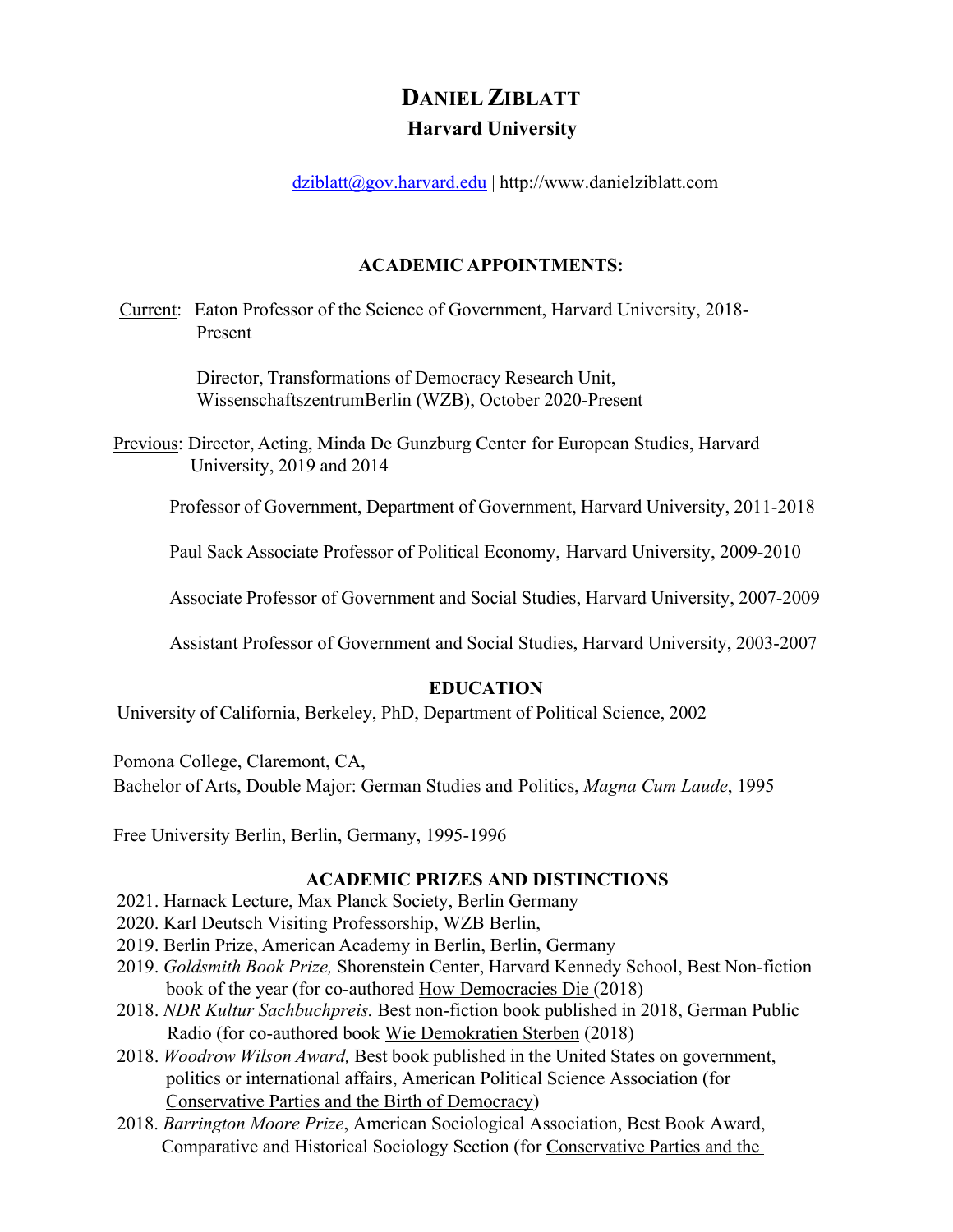# Daniel Ziblatt

## Harvard University

dziblatt@gov.harvard.edu | http://www.danielziblatt.com

### ACADEMIC APPOINTMENTS:

Current: Eaton Professor of the Science of Government, Harvard University, 2018-Present

Director, Transformations of Democracy Research Unit, WissenschaftszentrumBerlin (WZB), October 2020-Present

Previous: Director, Acting, Minda De Gunzburg Center for European Studies, Harvard University, 2019 and 2014

Professor of Government, Department of Government, Harvard University, 2011-2018

Paul Sack Associate Professor of Political Economy, Harvard University, 2009-2010

Associate Professor of Government and Social Studies, Harvard University, 2007-2009

Assistant Professor of Government and Social Studies, Harvard University, 2003-2007

### EDUCATION

University of California, Berkeley, PhD, Department of Political Science, 2002

Pomona College, Claremont, CA,
Bachelor of Arts, Double Major: German Studies and Politics, *Magna Cum Laude*, 1995

Free University Berlin, Berlin, Germany, 1995-1996

### ACADEMIC PRIZES AND DISTINCTIONS

2021. Harnack Lecture, Max Planck Society, Berlin Germany
2020. Karl Deutsch Visiting Professorship, WZB Berlin,
2019. Berlin Prize, American Academy in Berlin, Berlin, Germany
2019. *Goldsmith Book Prize,* Shorenstein Center, Harvard Kennedy School, Best Non-fiction book of the year (for co-authored How Democracies Die (2018)
2018. *NDR Kultur Sachbuchpreis.* Best non-fiction book published in 2018, German Public Radio (for co-authored book Wie Demokratien Sterben (2018)
2018. *Woodrow Wilson Award,* Best book published in the United States on government, politics or international affairs, American Political Science Association (for Conservative Parties and the Birth of Democracy)
2018. *Barrington Moore Prize*, American Sociological Association, Best Book Award, Comparative and Historical Sociology Section (for Conservative Parties and the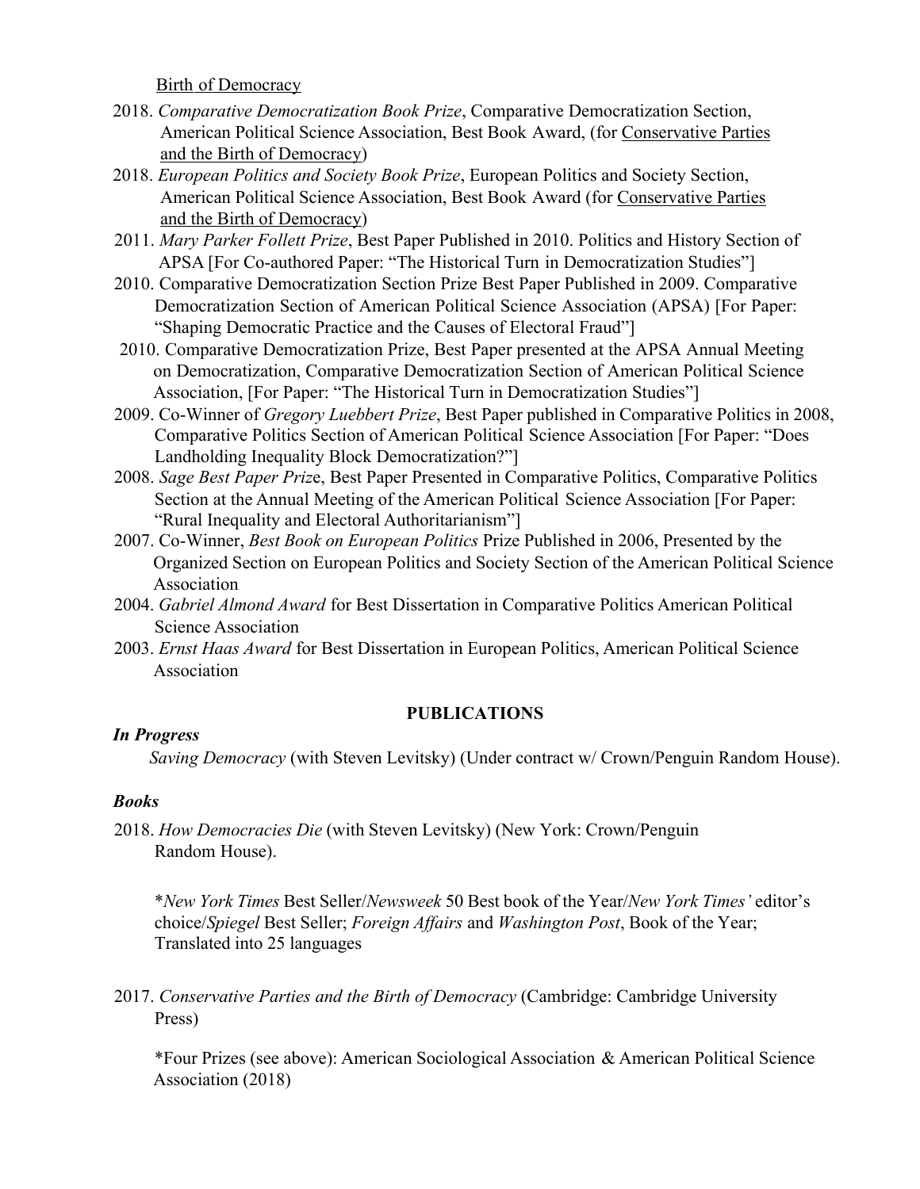Birth of Democracy

- 2018. *Comparative Democratization Book Prize*, Comparative Democratization Section, American Political Science Association, Best Book Award, (for Conservative Parties and the Birth of Democracy)
- 2018. *European Politics and Society Book Prize*, European Politics and Society Section, American Political Science Association, Best Book Award (for Conservative Parties and the Birth of Democracy)
- 2011. *Mary Parker Follett Prize*, Best Paper Published in 2010. Politics and History Section of APSA [For Co-authored Paper: "The Historical Turn in Democratization Studies"]
- 2010. Comparative Democratization Section Prize Best Paper Published in 2009. Comparative Democratization Section of American Political Science Association (APSA) [For Paper: "Shaping Democratic Practice and the Causes of Electoral Fraud"]
- 2010. Comparative Democratization Prize, Best Paper presented at the APSA Annual Meeting on Democratization, Comparative Democratization Section of American Political Science Association, [For Paper: "The Historical Turn in Democratization Studies"]
- 2009. Co-Winner of *Gregory Luebbert Prize*, Best Paper published in Comparative Politics in 2008, Comparative Politics Section of American Political Science Association [For Paper: "Does Landholding Inequality Block Democratization?"]
- 2008. *Sage Best Paper Priz*e, Best Paper Presented in Comparative Politics, Comparative Politics Section at the Annual Meeting of the American Political Science Association [For Paper: "Rural Inequality and Electoral Authoritarianism"]
- 2007. Co-Winner, *Best Book on European Politics* Prize Published in 2006, Presented by the Organized Section on European Politics and Society Section of the American Political Science Association
- 2004. *Gabriel Almond Award* for Best Dissertation in Comparative Politics American Political Science Association
- 2003. *Ernst Haas Award* for Best Dissertation in European Politics, American Political Science Association

## PUBLICATIONS

### *In Progress*

*Saving Democracy* (with Steven Levitsky) (Under contract w/ Crown/Penguin Random House).

### *Books*

2018. *How Democracies Die* (with Steven Levitsky) (New York: Crown/Penguin Random House).

*New York Times* Best Seller/*Newsweek* 50 Best book of the Year/*New York Times'* editor's choice/*Spiegel* Best Seller; *Foreign Affairs* and *Washington Post*, Book of the Year; Translated into 25 languages

2017. *Conservative Parties and the Birth of Democracy* (Cambridge: Cambridge University Press)

*Four Prizes (see above): American Sociological Association & American Political Science Association (2018)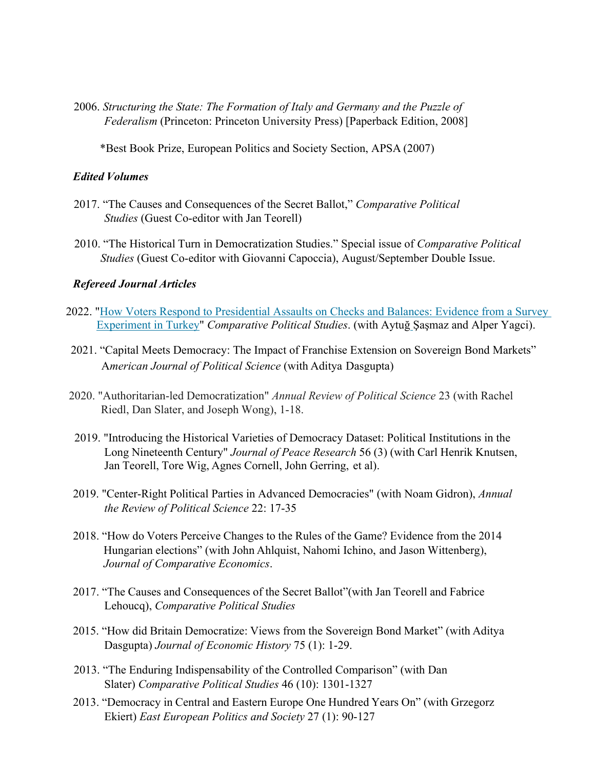2006. *Structuring the State: The Formation of Italy and Germany and the Puzzle of Federalism* (Princeton: Princeton University Press) [Paperback Edition, 2008]

*Best Book Prize, European Politics and Society Section, APSA (2007)

***Edited Volumes***

2017. "The Causes and Consequences of the Secret Ballot," *Comparative Political Studies* (Guest Co-editor with Jan Teorell)

2010. "The Historical Turn in Democratization Studies." Special issue of *Comparative Political Studies* (Guest Co-editor with Giovanni Capoccia), August/September Double Issue.

***Refereed Journal Articles***

2022. "How Voters Respond to Presidential Assaults on Checks and Balances: Evidence from a Survey Experiment in Turkey" *Comparative Political Studies*. (with Aytuğ Şaşmaz and Alper Yagci).

2021. "Capital Meets Democracy: The Impact of Franchise Extension on Sovereign Bond Markets" *American Journal of Political Science* (with Aditya Dasgupta)

2020. "Authoritarian-led Democratization" *Annual Review of Political Science* 23 (with Rachel Riedl, Dan Slater, and Joseph Wong), 1-18.

2019. "Introducing the Historical Varieties of Democracy Dataset: Political Institutions in the Long Nineteenth Century" *Journal of Peace Research* 56 (3) (with Carl Henrik Knutsen, Jan Teorell, Tore Wig, Agnes Cornell, John Gerring, et al).

2019. "Center-Right Political Parties in Advanced Democracies" (with Noam Gidron), *Annual the Review of Political Science* 22: 17-35

2018. "How do Voters Perceive Changes to the Rules of the Game? Evidence from the 2014 Hungarian elections" (with John Ahlquist, Nahomi Ichino, and Jason Wittenberg), *Journal of Comparative Economics*.

2017. "The Causes and Consequences of the Secret Ballot"(with Jan Teorell and Fabrice Lehoucq), *Comparative Political Studies*

2015. "How did Britain Democratize: Views from the Sovereign Bond Market" (with Aditya Dasgupta) *Journal of Economic History* 75 (1): 1-29.

2013. "The Enduring Indispensability of the Controlled Comparison" (with Dan Slater) *Comparative Political Studies* 46 (10): 1301-1327

2013. "Democracy in Central and Eastern Europe One Hundred Years On" (with Grzegorz Ekiert) *East European Politics and Society* 27 (1): 90-127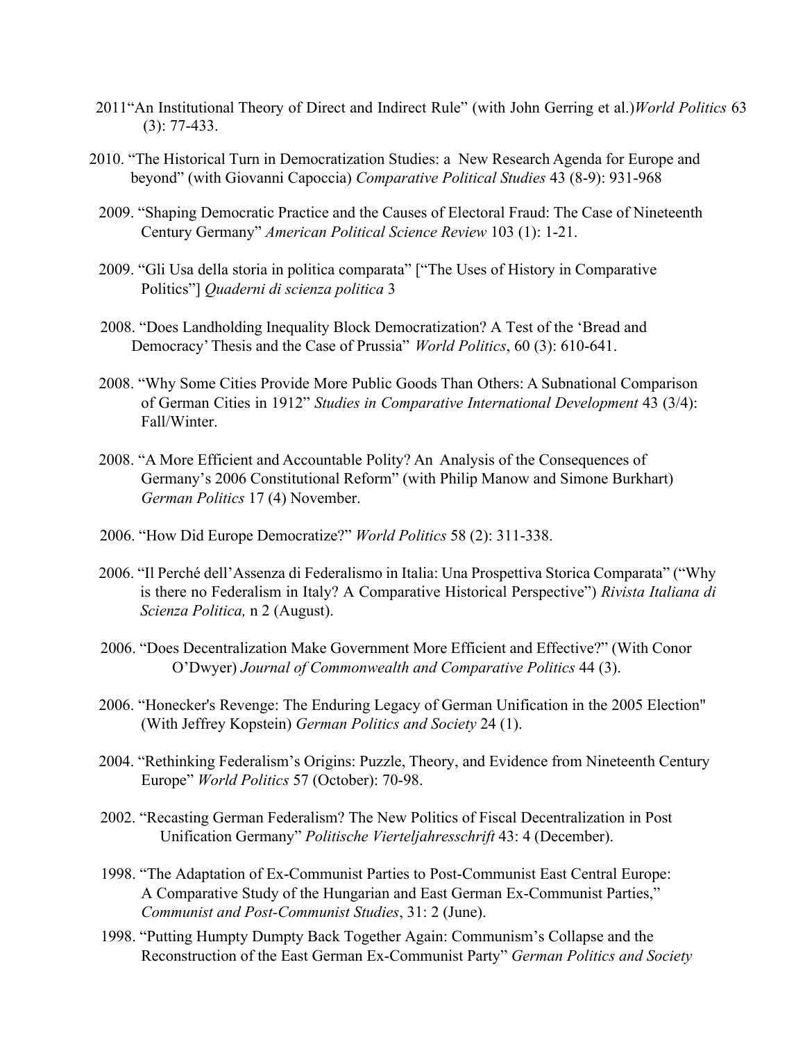2011"An Institutional Theory of Direct and Indirect Rule" (with John Gerring et al.)*World Politics* 63 (3): 77-433.

2010. "The Historical Turn in Democratization Studies: a New Research Agenda for Europe and beyond" (with Giovanni Capoccia) *Comparative Political Studies* 43 (8-9): 931-968

2009. "Shaping Democratic Practice and the Causes of Electoral Fraud: The Case of Nineteenth Century Germany" *American Political Science Review* 103 (1): 1-21.

2009. "Gli Usa della storia in politica comparata" ["The Uses of History in Comparative Politics"] *Quaderni di scienza politica* 3

2008. "Does Landholding Inequality Block Democratization? A Test of the 'Bread and Democracy' Thesis and the Case of Prussia" *World Politics*, 60 (3): 610-641.

2008. "Why Some Cities Provide More Public Goods Than Others: A Subnational Comparison of German Cities in 1912" *Studies in Comparative International Development* 43 (3/4): Fall/Winter.

2008. "A More Efficient and Accountable Polity? An Analysis of the Consequences of Germany's 2006 Constitutional Reform" (with Philip Manow and Simone Burkhart) *German Politics* 17 (4) November.

2006. "How Did Europe Democratize?" *World Politics* 58 (2): 311-338.

2006. "Il Perché dell'Assenza di Federalismo in Italia: Una Prospettiva Storica Comparata" ("Why is there no Federalism in Italy? A Comparative Historical Perspective") *Rivista Italiana di Scienza Politica,* n 2 (August).

2006. "Does Decentralization Make Government More Efficient and Effective?" (With Conor O'Dwyer) *Journal of Commonwealth and Comparative Politics* 44 (3).

2006. "Honecker's Revenge: The Enduring Legacy of German Unification in the 2005 Election" (With Jeffrey Kopstein) *German Politics and Society* 24 (1).

2004. "Rethinking Federalism's Origins: Puzzle, Theory, and Evidence from Nineteenth Century Europe" *World Politics* 57 (October): 70-98.

2002. "Recasting German Federalism? The New Politics of Fiscal Decentralization in Post Unification Germany" *Politische Vierteljahresschrift* 43: 4 (December).

1998. "The Adaptation of Ex-Communist Parties to Post-Communist East Central Europe: A Comparative Study of the Hungarian and East German Ex-Communist Parties," *Communist and Post-Communist Studies*, 31: 2 (June).

1998. "Putting Humpty Dumpty Back Together Again: Communism's Collapse and the Reconstruction of the East German Ex-Communist Party" *German Politics and Society*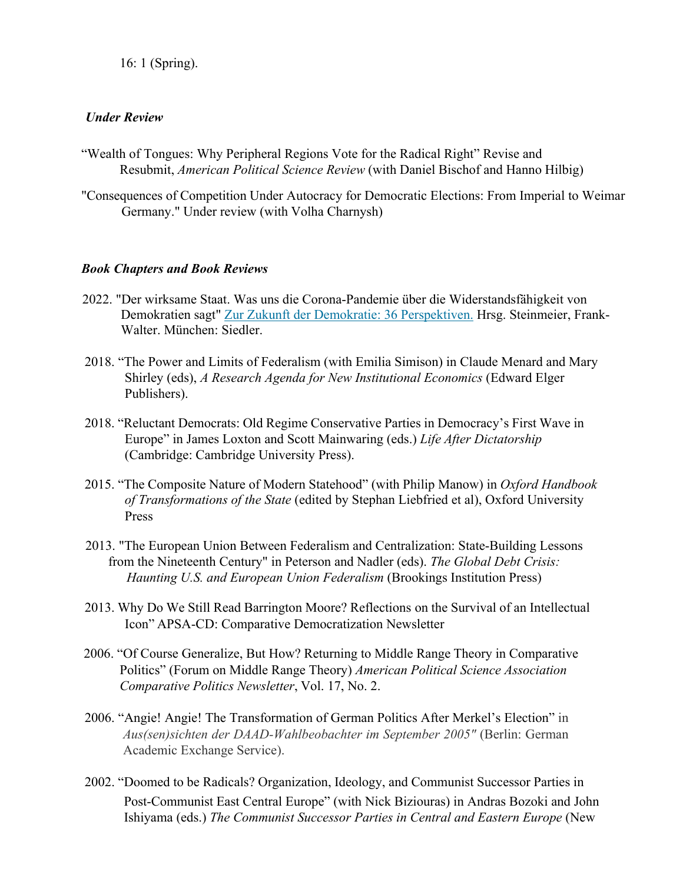16: 1 (Spring).

***Under Review***

"Wealth of Tongues: Why Peripheral Regions Vote for the Radical Right" Revise and Resubmit, *American Political Science Review* (with Daniel Bischof and Hanno Hilbig)

"Consequences of Competition Under Autocracy for Democratic Elections: From Imperial to Weimar Germany." Under review (with Volha Charnysh)

***Book Chapters and Book Reviews***

2022. "Der wirksame Staat. Was uns die Corona-Pandemie über die Widerstandsfähigkeit von Demokratien sagt" Zur Zukunft der Demokratie: 36 Perspektiven. Hrsg. Steinmeier, Frank-Walter. München: Siedler.

2018. "The Power and Limits of Federalism (with Emilia Simison) in Claude Menard and Mary Shirley (eds), *A Research Agenda for New Institutional Economics* (Edward Elger Publishers).

2018. "Reluctant Democrats: Old Regime Conservative Parties in Democracy's First Wave in Europe" in James Loxton and Scott Mainwaring (eds.) *Life After Dictatorship* (Cambridge: Cambridge University Press).

2015. "The Composite Nature of Modern Statehood" (with Philip Manow) in *Oxford Handbook of Transformations of the State* (edited by Stephan Liebfried et al), Oxford University Press

2013. "The European Union Between Federalism and Centralization: State-Building Lessons from the Nineteenth Century" in Peterson and Nadler (eds). *The Global Debt Crisis: Haunting U.S. and European Union Federalism* (Brookings Institution Press)

2013. Why Do We Still Read Barrington Moore? Reflections on the Survival of an Intellectual Icon" APSA-CD: Comparative Democratization Newsletter

2006. "Of Course Generalize, But How? Returning to Middle Range Theory in Comparative Politics" (Forum on Middle Range Theory) *American Political Science Association Comparative Politics Newsletter*, Vol. 17, No. 2.

2006. "Angie! Angie! The Transformation of German Politics After Merkel's Election" in *Aus(sen)sichten der DAAD-Wahlbeobachter im September 2005"* (Berlin: German Academic Exchange Service).

2002. "Doomed to be Radicals? Organization, Ideology, and Communist Successor Parties in Post-Communist East Central Europe" (with Nick Biziouras) in Andras Bozoki and John Ishiyama (eds.) *The Communist Successor Parties in Central and Eastern Europe* (New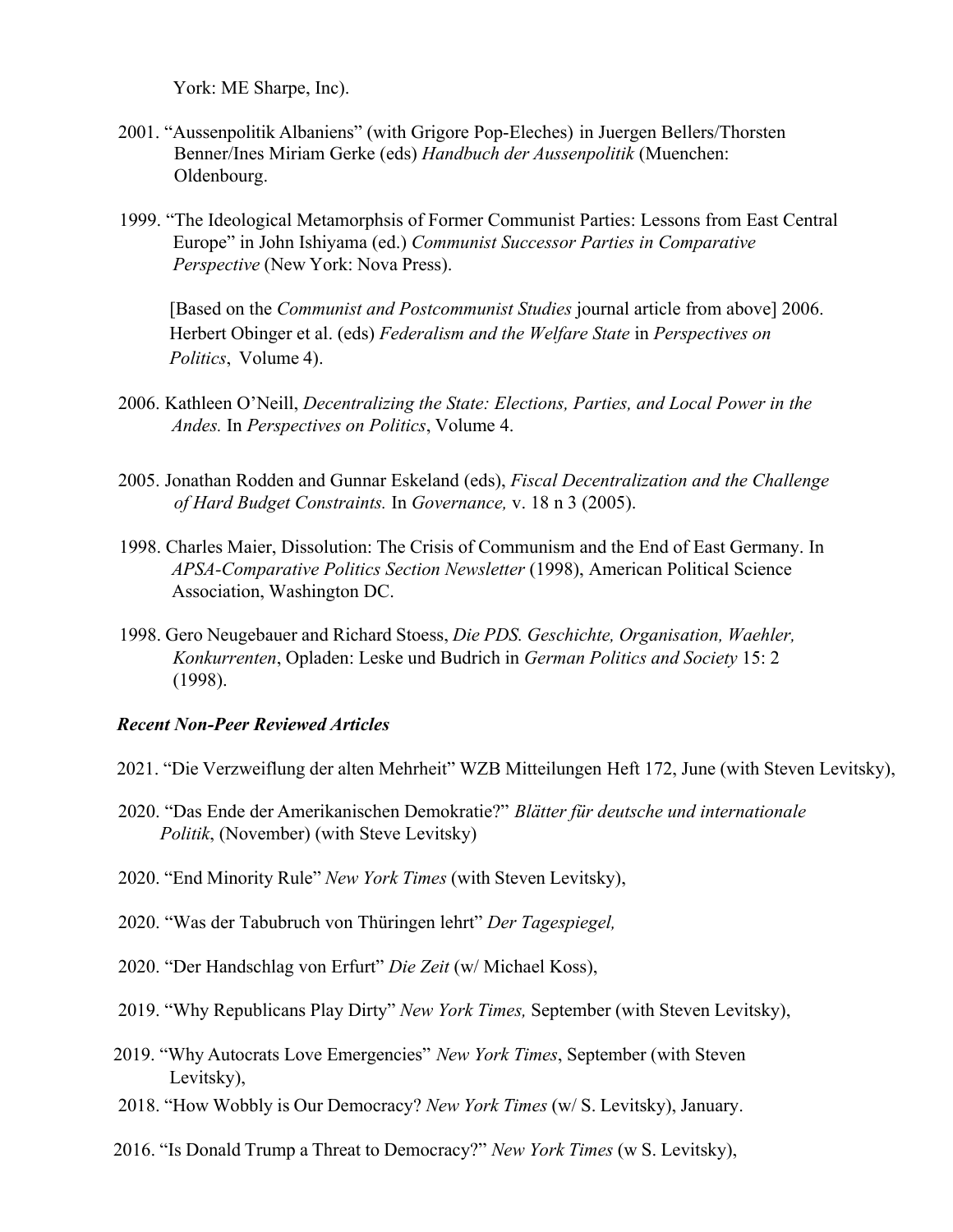York: ME Sharpe, Inc).

2001. "Aussenpolitik Albaniens" (with Grigore Pop-Eleches) in Juergen Bellers/Thorsten Benner/Ines Miriam Gerke (eds) *Handbuch der Aussenpolitik* (Muenchen: Oldenbourg.

1999. "The Ideological Metamorphsis of Former Communist Parties: Lessons from East Central Europe" in John Ishiyama (ed.) *Communist Successor Parties in Comparative Perspective* (New York: Nova Press).

[Based on the *Communist and Postcommunist Studies* journal article from above] 2006. Herbert Obinger et al. (eds) *Federalism and the Welfare State* in *Perspectives on Politics*, Volume 4).

2006. Kathleen O'Neill, *Decentralizing the State: Elections, Parties, and Local Power in the Andes.* In *Perspectives on Politics*, Volume 4.

2005. Jonathan Rodden and Gunnar Eskeland (eds), *Fiscal Decentralization and the Challenge of Hard Budget Constraints.* In *Governance,* v. 18 n 3 (2005).

1998. Charles Maier, Dissolution: The Crisis of Communism and the End of East Germany. In *APSA-Comparative Politics Section Newsletter* (1998), American Political Science Association, Washington DC.

1998. Gero Neugebauer and Richard Stoess, *Die PDS. Geschichte, Organisation, Waehler, Konkurrenten*, Opladen: Leske und Budrich in *German Politics and Society* 15: 2 (1998).

***Recent Non-Peer Reviewed Articles***

2021. "Die Verzweiflung der alten Mehrheit" WZB Mitteilungen Heft 172, June (with Steven Levitsky),

2020. "Das Ende der Amerikanischen Demokratie?" *Blätter für deutsche und internationale Politik*, (November) (with Steve Levitsky)

2020. "End Minority Rule" *New York Times* (with Steven Levitsky),

2020. "Was der Tabubruch von Thüringen lehrt" *Der Tagespiegel,*

2020. "Der Handschlag von Erfurt" *Die Zeit* (w/ Michael Koss),

2019. "Why Republicans Play Dirty" *New York Times,* September (with Steven Levitsky),

2019. "Why Autocrats Love Emergencies" *New York Times*, September (with Steven Levitsky),

2018. "How Wobbly is Our Democracy? *New York Times* (w/ S. Levitsky), January.

2016. "Is Donald Trump a Threat to Democracy?" *New York Times* (w S. Levitsky),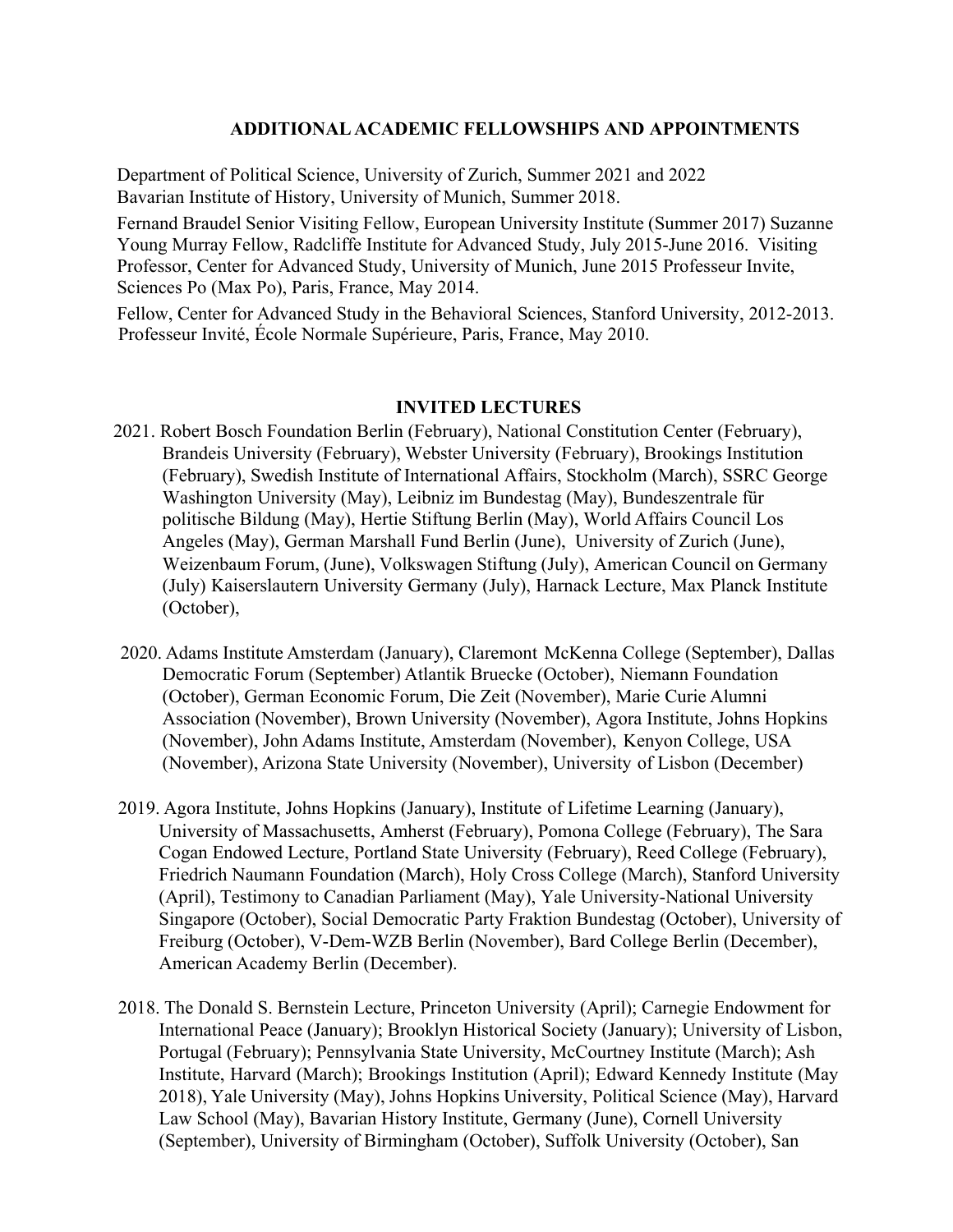## ADDITIONAL ACADEMIC FELLOWSHIPS AND APPOINTMENTS

Department of Political Science, University of Zurich, Summer 2021 and 2022
Bavarian Institute of History, University of Munich, Summer 2018.

Fernand Braudel Senior Visiting Fellow, European University Institute (Summer 2017) Suzanne Young Murray Fellow, Radcliffe Institute for Advanced Study, July 2015-June 2016. Visiting Professor, Center for Advanced Study, University of Munich, June 2015 Professeur Invite, Sciences Po (Max Po), Paris, France, May 2014.

Fellow, Center for Advanced Study in the Behavioral Sciences, Stanford University, 2012-2013.
Professeur Invité, École Normale Supérieure, Paris, France, May 2010.

## INVITED LECTURES

2021. Robert Bosch Foundation Berlin (February), National Constitution Center (February), Brandeis University (February), Webster University (February), Brookings Institution (February), Swedish Institute of International Affairs, Stockholm (March), SSRC George Washington University (May), Leibniz im Bundestag (May), Bundeszentrale für politische Bildung (May), Hertie Stiftung Berlin (May), World Affairs Council Los Angeles (May), German Marshall Fund Berlin (June), University of Zurich (June), Weizenbaum Forum, (June), Volkswagen Stiftung (July), American Council on Germany (July) Kaiserslautern University Germany (July), Harnack Lecture, Max Planck Institute (October),

2020. Adams Institute Amsterdam (January), Claremont McKenna College (September), Dallas Democratic Forum (September) Atlantik Bruecke (October), Niemann Foundation (October), German Economic Forum, Die Zeit (November), Marie Curie Alumni Association (November), Brown University (November), Agora Institute, Johns Hopkins (November), John Adams Institute, Amsterdam (November), Kenyon College, USA (November), Arizona State University (November), University of Lisbon (December)

2019. Agora Institute, Johns Hopkins (January), Institute of Lifetime Learning (January), University of Massachusetts, Amherst (February), Pomona College (February), The Sara Cogan Endowed Lecture, Portland State University (February), Reed College (February), Friedrich Naumann Foundation (March), Holy Cross College (March), Stanford University (April), Testimony to Canadian Parliament (May), Yale University-National University Singapore (October), Social Democratic Party Fraktion Bundestag (October), University of Freiburg (October), V-Dem-WZB Berlin (November), Bard College Berlin (December), American Academy Berlin (December).

2018. The Donald S. Bernstein Lecture, Princeton University (April); Carnegie Endowment for International Peace (January); Brooklyn Historical Society (January); University of Lisbon, Portugal (February); Pennsylvania State University, McCourtney Institute (March); Ash Institute, Harvard (March); Brookings Institution (April); Edward Kennedy Institute (May 2018), Yale University (May), Johns Hopkins University, Political Science (May), Harvard Law School (May), Bavarian History Institute, Germany (June), Cornell University (September), University of Birmingham (October), Suffolk University (October), San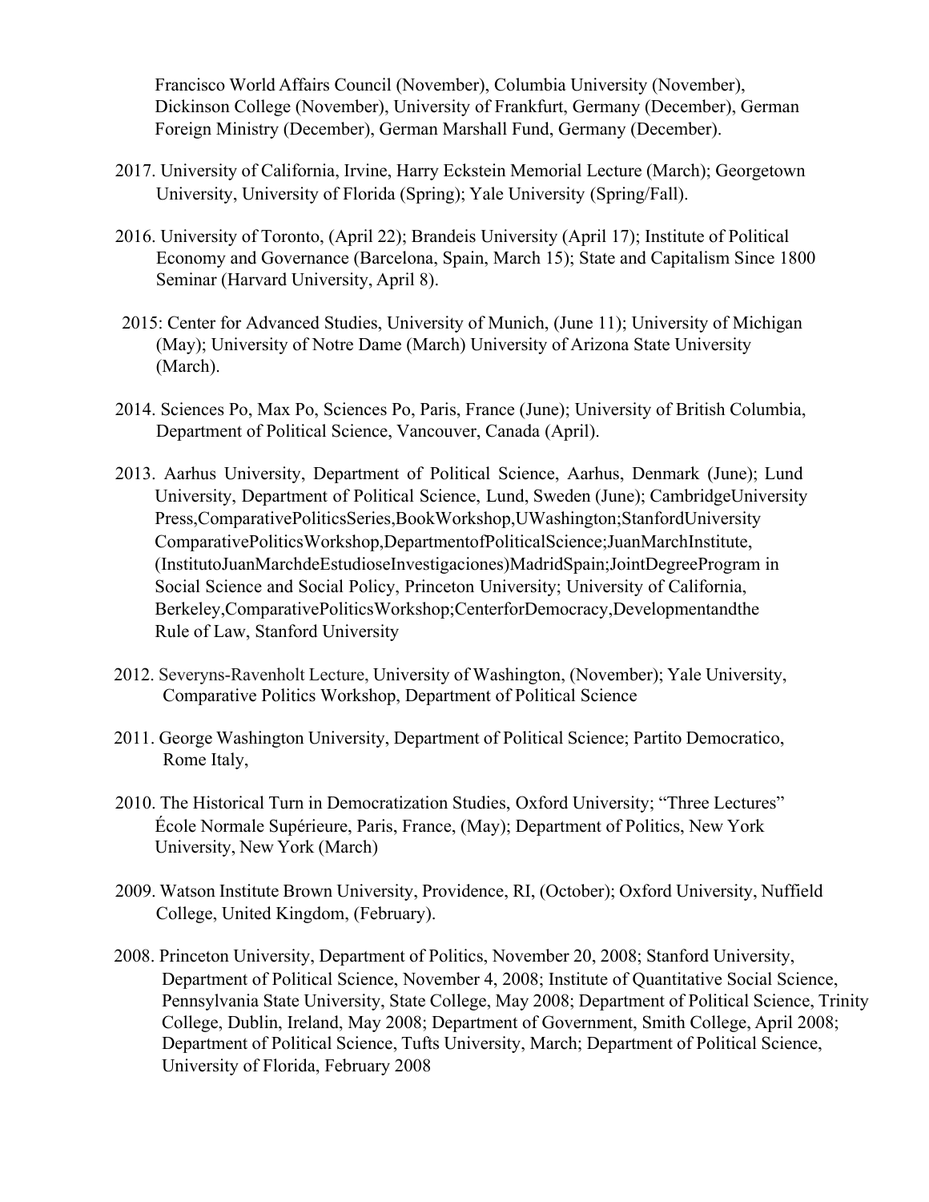Francisco World Affairs Council (November), Columbia University (November), Dickinson College (November), University of Frankfurt, Germany (December), German Foreign Ministry (December), German Marshall Fund, Germany (December).

2017. University of California, Irvine, Harry Eckstein Memorial Lecture (March); Georgetown University, University of Florida (Spring); Yale University (Spring/Fall).

2016. University of Toronto, (April 22); Brandeis University (April 17); Institute of Political Economy and Governance (Barcelona, Spain, March 15); State and Capitalism Since 1800 Seminar (Harvard University, April 8).

2015: Center for Advanced Studies, University of Munich, (June 11); University of Michigan (May); University of Notre Dame (March) University of Arizona State University (March).

2014. Sciences Po, Max Po, Sciences Po, Paris, France (June); University of British Columbia, Department of Political Science, Vancouver, Canada (April).

2013. Aarhus University, Department of Political Science, Aarhus, Denmark (June); Lund University, Department of Political Science, Lund, Sweden (June); CambridgeUniversity Press,ComparativePoliticsSeries,BookWorkshop,UWashington;StanfordUniversity ComparativePoliticsWorkshop,DepartmentofPoliticalScience;JuanMarchInstitute, (InstitutoJuanMarchdeEstudioseInvestigaciones)MadridSpain;JointDegreeProgram in Social Science and Social Policy, Princeton University; University of California, Berkeley,ComparativePoliticsWorkshop;CenterforDemocracy,Developmentandthe Rule of Law, Stanford University

2012. Severyns-Ravenholt Lecture, University of Washington, (November); Yale University, Comparative Politics Workshop, Department of Political Science

2011. George Washington University, Department of Political Science; Partito Democratico, Rome Italy,

2010. The Historical Turn in Democratization Studies, Oxford University; "Three Lectures" École Normale Supérieure, Paris, France, (May); Department of Politics, New York University, New York (March)

2009. Watson Institute Brown University, Providence, RI, (October); Oxford University, Nuffield College, United Kingdom, (February).

2008. Princeton University, Department of Politics, November 20, 2008; Stanford University, Department of Political Science, November 4, 2008; Institute of Quantitative Social Science, Pennsylvania State University, State College, May 2008; Department of Political Science, Trinity College, Dublin, Ireland, May 2008; Department of Government, Smith College, April 2008; Department of Political Science, Tufts University, March; Department of Political Science, University of Florida, February 2008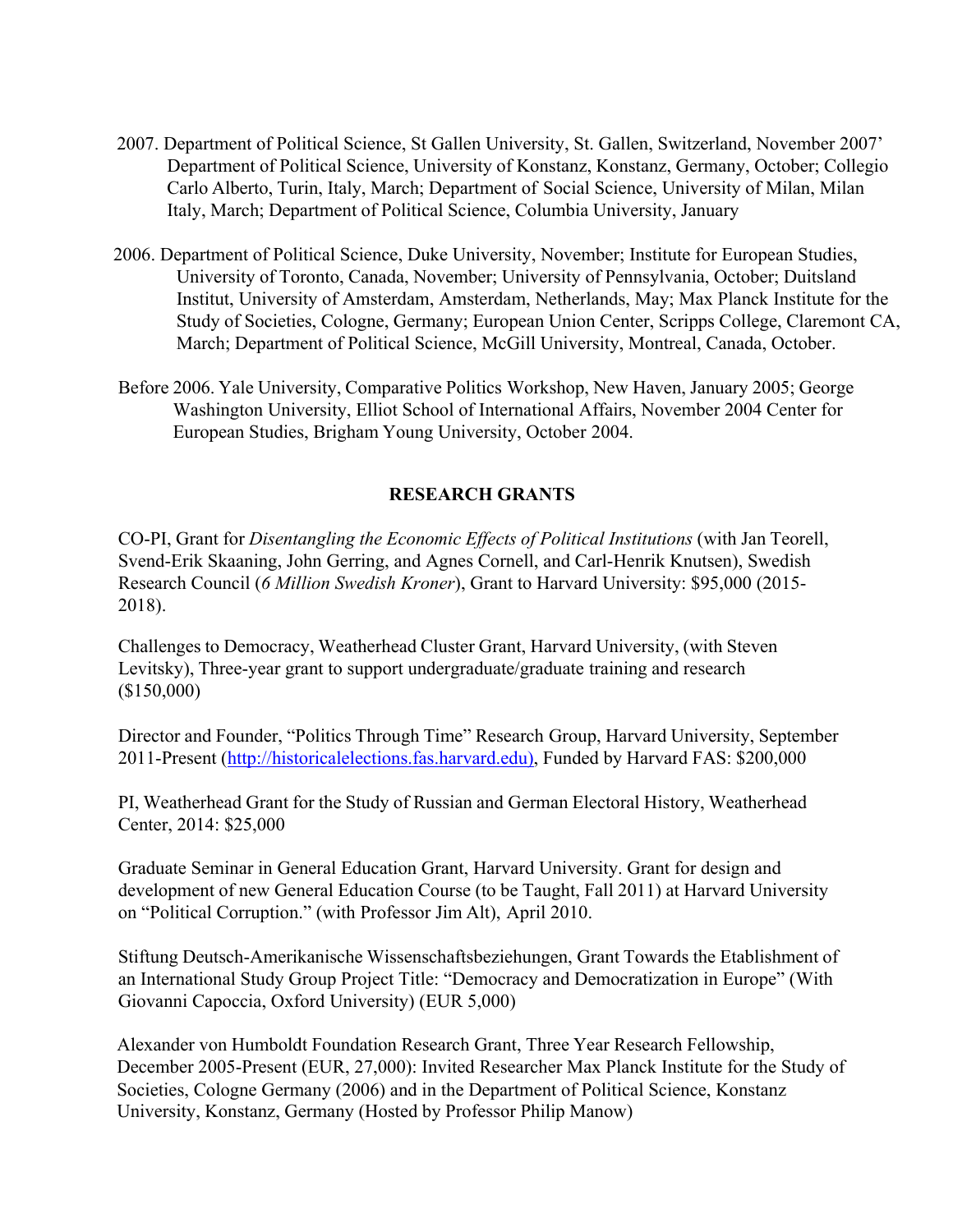2007. Department of Political Science, St Gallen University, St. Gallen, Switzerland, November 2007' Department of Political Science, University of Konstanz, Konstanz, Germany, October; Collegio Carlo Alberto, Turin, Italy, March; Department of Social Science, University of Milan, Milan Italy, March; Department of Political Science, Columbia University, January

2006. Department of Political Science, Duke University, November; Institute for European Studies, University of Toronto, Canada, November; University of Pennsylvania, October; Duitsland Institut, University of Amsterdam, Amsterdam, Netherlands, May; Max Planck Institute for the Study of Societies, Cologne, Germany; European Union Center, Scripps College, Claremont CA, March; Department of Political Science, McGill University, Montreal, Canada, October.

Before 2006. Yale University, Comparative Politics Workshop, New Haven, January 2005; George Washington University, Elliot School of International Affairs, November 2004 Center for European Studies, Brigham Young University, October 2004.

## RESEARCH GRANTS

CO-PI, Grant for *Disentangling the Economic Effects of Political Institutions* (with Jan Teorell, Svend-Erik Skaaning, John Gerring, and Agnes Cornell, and Carl-Henrik Knutsen), Swedish Research Council (*6 Million Swedish Kroner*), Grant to Harvard University: $95,000 (2015-2018).

Challenges to Democracy, Weatherhead Cluster Grant, Harvard University, (with Steven Levitsky), Three-year grant to support undergraduate/graduate training and research ($150,000)

Director and Founder, "Politics Through Time" Research Group, Harvard University, September 2011-Present (http://historicalelections.fas.harvard.edu), Funded by Harvard FAS: $200,000

PI, Weatherhead Grant for the Study of Russian and German Electoral History, Weatherhead Center, 2014: $25,000

Graduate Seminar in General Education Grant, Harvard University. Grant for design and development of new General Education Course (to be Taught, Fall 2011) at Harvard University on "Political Corruption." (with Professor Jim Alt), April 2010.

Stiftung Deutsch-Amerikanische Wissenschaftsbeziehungen, Grant Towards the Etablishment of an International Study Group Project Title: "Democracy and Democratization in Europe" (With Giovanni Capoccia, Oxford University) (EUR 5,000)

Alexander von Humboldt Foundation Research Grant, Three Year Research Fellowship, December 2005-Present (EUR, 27,000): Invited Researcher Max Planck Institute for the Study of Societies, Cologne Germany (2006) and in the Department of Political Science, Konstanz University, Konstanz, Germany (Hosted by Professor Philip Manow)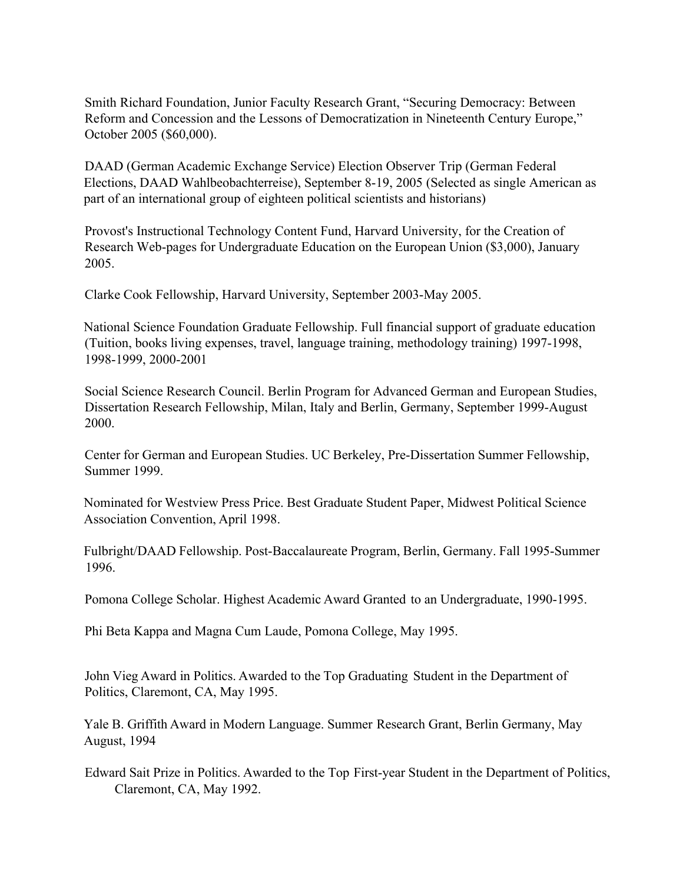Smith Richard Foundation, Junior Faculty Research Grant, "Securing Democracy: Between Reform and Concession and the Lessons of Democratization in Nineteenth Century Europe," October 2005 ($60,000).

DAAD (German Academic Exchange Service) Election Observer Trip (German Federal Elections, DAAD Wahlbeobachterreise), September 8-19, 2005 (Selected as single American as part of an international group of eighteen political scientists and historians)

Provost's Instructional Technology Content Fund, Harvard University, for the Creation of Research Web-pages for Undergraduate Education on the European Union ($3,000), January 2005.

Clarke Cook Fellowship, Harvard University, September 2003-May 2005.

National Science Foundation Graduate Fellowship. Full financial support of graduate education (Tuition, books living expenses, travel, language training, methodology training) 1997-1998, 1998-1999, 2000-2001

Social Science Research Council. Berlin Program for Advanced German and European Studies, Dissertation Research Fellowship, Milan, Italy and Berlin, Germany, September 1999-August 2000.

Center for German and European Studies. UC Berkeley, Pre-Dissertation Summer Fellowship, Summer 1999.

Nominated for Westview Press Price. Best Graduate Student Paper, Midwest Political Science Association Convention, April 1998.

Fulbright/DAAD Fellowship. Post-Baccalaureate Program, Berlin, Germany. Fall 1995-Summer 1996.

Pomona College Scholar. Highest Academic Award Granted to an Undergraduate, 1990-1995.

Phi Beta Kappa and Magna Cum Laude, Pomona College, May 1995.

John Vieg Award in Politics. Awarded to the Top Graduating Student in the Department of Politics, Claremont, CA, May 1995.

Yale B. Griffith Award in Modern Language. Summer Research Grant, Berlin Germany, May August, 1994

Edward Sait Prize in Politics. Awarded to the Top First-year Student in the Department of Politics, Claremont, CA, May 1992.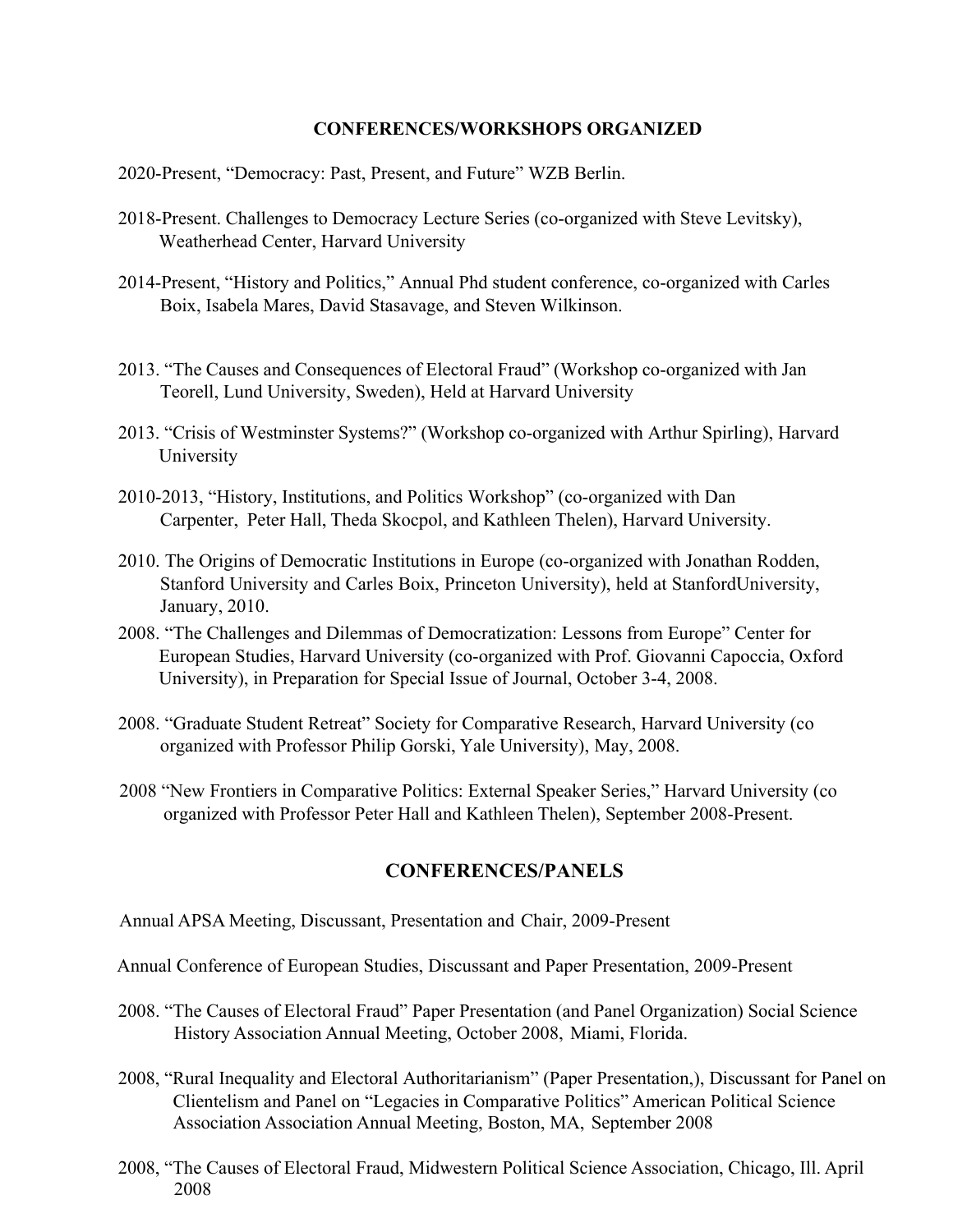## CONFERENCES/WORKSHOPS ORGANIZED

2020-Present, "Democracy: Past, Present, and Future" WZB Berlin.

2018-Present. Challenges to Democracy Lecture Series (co-organized with Steve Levitsky), Weatherhead Center, Harvard University

2014-Present, "History and Politics," Annual Phd student conference, co-organized with Carles Boix, Isabela Mares, David Stasavage, and Steven Wilkinson.

2013. "The Causes and Consequences of Electoral Fraud" (Workshop co-organized with Jan Teorell, Lund University, Sweden), Held at Harvard University

2013. "Crisis of Westminster Systems?" (Workshop co-organized with Arthur Spirling), Harvard University

2010-2013, "History, Institutions, and Politics Workshop" (co-organized with Dan Carpenter, Peter Hall, Theda Skocpol, and Kathleen Thelen), Harvard University.

2010. The Origins of Democratic Institutions in Europe (co-organized with Jonathan Rodden, Stanford University and Carles Boix, Princeton University), held at StanfordUniversity, January, 2010.

2008. "The Challenges and Dilemmas of Democratization: Lessons from Europe" Center for European Studies, Harvard University (co-organized with Prof. Giovanni Capoccia, Oxford University), in Preparation for Special Issue of Journal, October 3-4, 2008.

2008. "Graduate Student Retreat" Society for Comparative Research, Harvard University (co organized with Professor Philip Gorski, Yale University), May, 2008.

2008 "New Frontiers in Comparative Politics: External Speaker Series," Harvard University (co organized with Professor Peter Hall and Kathleen Thelen), September 2008-Present.

## CONFERENCES/PANELS

Annual APSA Meeting, Discussant, Presentation and Chair, 2009-Present

Annual Conference of European Studies, Discussant and Paper Presentation, 2009-Present

2008. "The Causes of Electoral Fraud" Paper Presentation (and Panel Organization) Social Science History Association Annual Meeting, October 2008, Miami, Florida.

2008, "Rural Inequality and Electoral Authoritarianism" (Paper Presentation,), Discussant for Panel on Clientelism and Panel on "Legacies in Comparative Politics" American Political Science Association Association Annual Meeting, Boston, MA, September 2008

2008, "The Causes of Electoral Fraud, Midwestern Political Science Association, Chicago, Ill. April 2008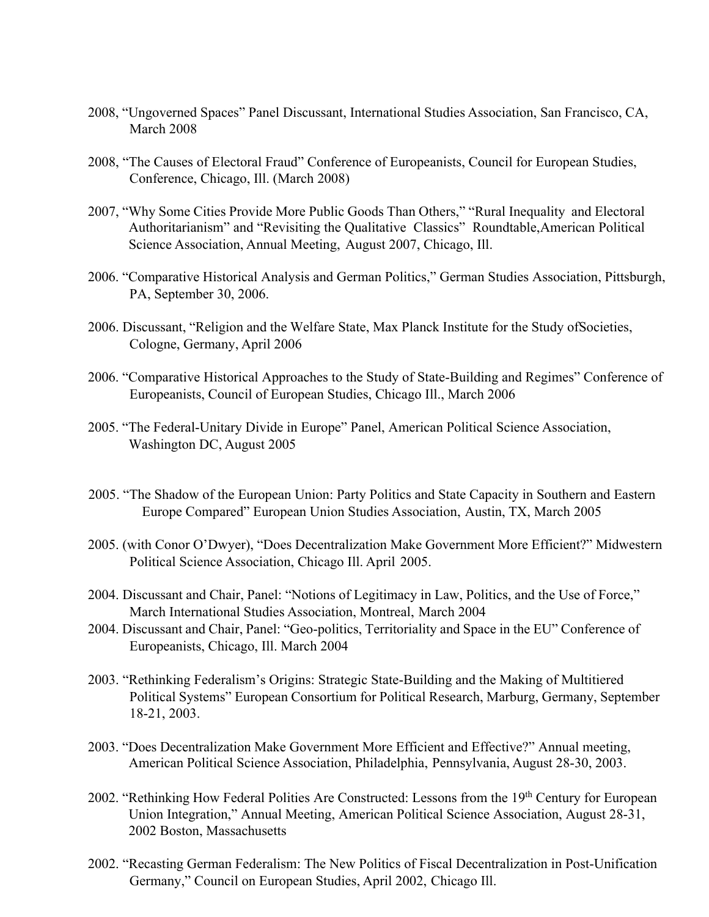2008, "Ungoverned Spaces" Panel Discussant, International Studies Association, San Francisco, CA, March 2008

2008, "The Causes of Electoral Fraud" Conference of Europeanists, Council for European Studies, Conference, Chicago, Ill. (March 2008)

2007, "Why Some Cities Provide More Public Goods Than Others," "Rural Inequality and Electoral Authoritarianism" and "Revisiting the Qualitative Classics" Roundtable,American Political Science Association, Annual Meeting, August 2007, Chicago, Ill.

2006. "Comparative Historical Analysis and German Politics," German Studies Association, Pittsburgh, PA, September 30, 2006.

2006. Discussant, "Religion and the Welfare State, Max Planck Institute for the Study ofSocieties, Cologne, Germany, April 2006

2006. "Comparative Historical Approaches to the Study of State-Building and Regimes" Conference of Europeanists, Council of European Studies, Chicago Ill., March 2006

2005. "The Federal-Unitary Divide in Europe" Panel, American Political Science Association, Washington DC, August 2005

2005. "The Shadow of the European Union: Party Politics and State Capacity in Southern and Eastern Europe Compared" European Union Studies Association, Austin, TX, March 2005

2005. (with Conor O'Dwyer), "Does Decentralization Make Government More Efficient?" Midwestern Political Science Association, Chicago Ill. April 2005.

2004. Discussant and Chair, Panel: "Notions of Legitimacy in Law, Politics, and the Use of Force," March International Studies Association, Montreal, March 2004

2004. Discussant and Chair, Panel: "Geo-politics, Territoriality and Space in the EU" Conference of Europeanists, Chicago, Ill. March 2004

2003. "Rethinking Federalism's Origins: Strategic State-Building and the Making of Multitiered Political Systems" European Consortium for Political Research, Marburg, Germany, September 18-21, 2003.

2003. "Does Decentralization Make Government More Efficient and Effective?" Annual meeting, American Political Science Association, Philadelphia, Pennsylvania, August 28-30, 2003.

2002. "Rethinking How Federal Polities Are Constructed: Lessons from the 19th Century for European Union Integration," Annual Meeting, American Political Science Association, August 28-31, 2002 Boston, Massachusetts

2002. "Recasting German Federalism: The New Politics of Fiscal Decentralization in Post-Unification Germany," Council on European Studies, April 2002, Chicago Ill.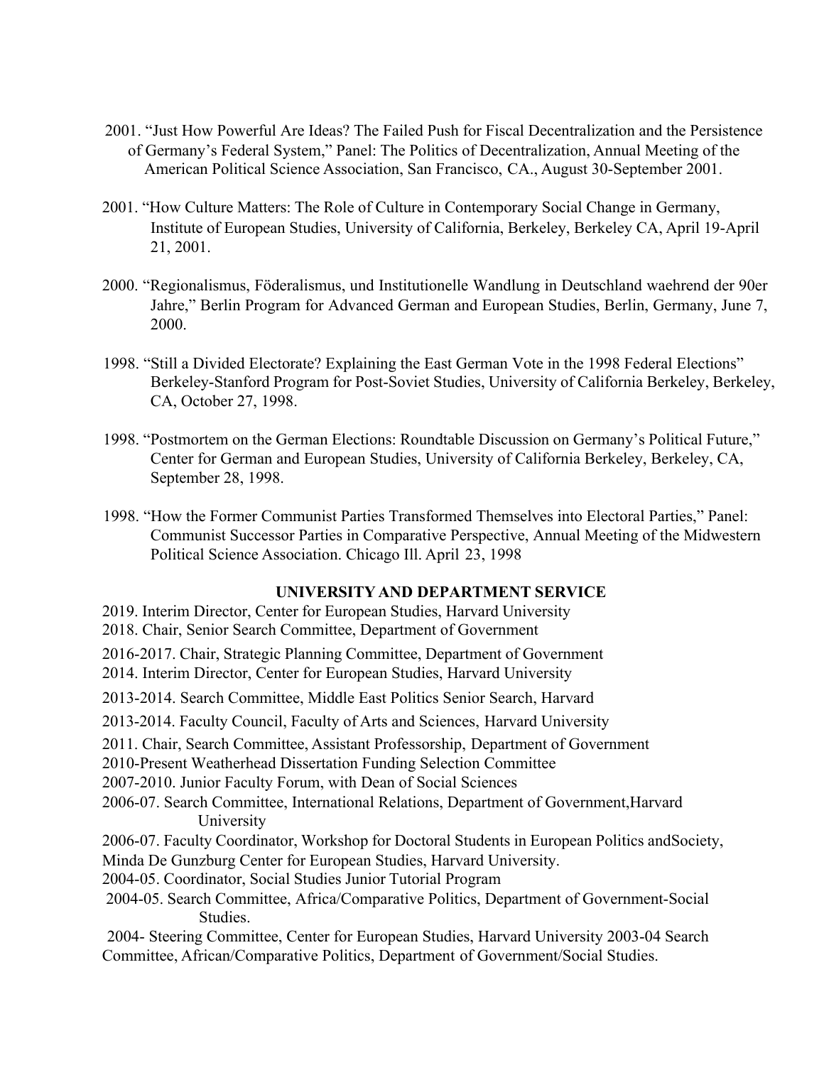2001. "Just How Powerful Are Ideas? The Failed Push for Fiscal Decentralization and the Persistence of Germany's Federal System," Panel: The Politics of Decentralization, Annual Meeting of the American Political Science Association, San Francisco, CA., August 30-September 2001.

2001. "How Culture Matters: The Role of Culture in Contemporary Social Change in Germany, Institute of European Studies, University of California, Berkeley, Berkeley CA, April 19-April 21, 2001.

2000. "Regionalismus, Föderalismus, und Institutionelle Wandlung in Deutschland waehrend der 90er Jahre," Berlin Program for Advanced German and European Studies, Berlin, Germany, June 7, 2000.

1998. "Still a Divided Electorate? Explaining the East German Vote in the 1998 Federal Elections" Berkeley-Stanford Program for Post-Soviet Studies, University of California Berkeley, Berkeley, CA, October 27, 1998.

1998. "Postmortem on the German Elections: Roundtable Discussion on Germany's Political Future," Center for German and European Studies, University of California Berkeley, Berkeley, CA, September 28, 1998.

1998. "How the Former Communist Parties Transformed Themselves into Electoral Parties," Panel: Communist Successor Parties in Comparative Perspective, Annual Meeting of the Midwestern Political Science Association. Chicago Ill. April 23, 1998

## UNIVERSITY AND DEPARTMENT SERVICE

2019. Interim Director, Center for European Studies, Harvard University
2018. Chair, Senior Search Committee, Department of Government
2016-2017. Chair, Strategic Planning Committee, Department of Government
2014. Interim Director, Center for European Studies, Harvard University
2013-2014. Search Committee, Middle East Politics Senior Search, Harvard
2013-2014. Faculty Council, Faculty of Arts and Sciences, Harvard University
2011. Chair, Search Committee, Assistant Professorship, Department of Government
2010-Present Weatherhead Dissertation Funding Selection Committee
2007-2010. Junior Faculty Forum, with Dean of Social Sciences
2006-07. Search Committee, International Relations, Department of Government,Harvard University
2006-07. Faculty Coordinator, Workshop for Doctoral Students in European Politics andSociety, Minda De Gunzburg Center for European Studies, Harvard University.
2004-05. Coordinator, Social Studies Junior Tutorial Program
2004-05. Search Committee, Africa/Comparative Politics, Department of Government-Social Studies.
2004- Steering Committee, Center for European Studies, Harvard University 2003-04 Search Committee, African/Comparative Politics, Department of Government/Social Studies.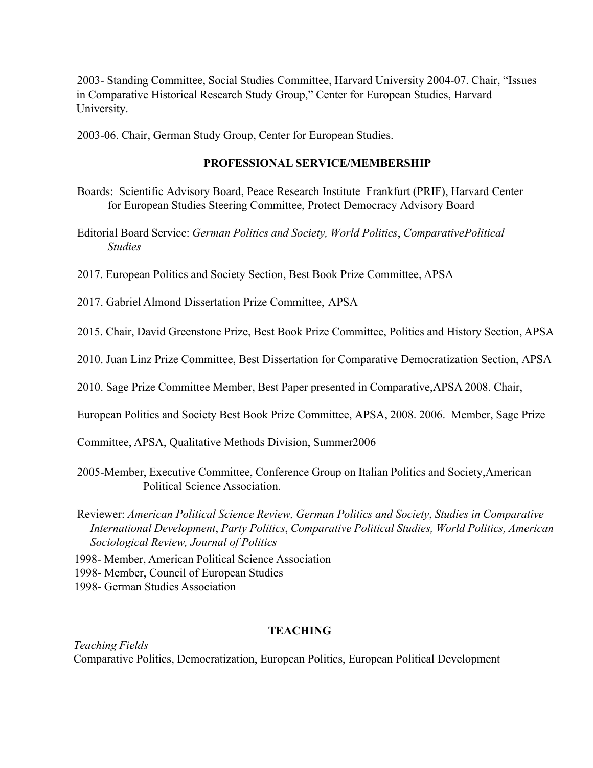2003- Standing Committee, Social Studies Committee, Harvard University 2004-07. Chair, "Issues in Comparative Historical Research Study Group," Center for European Studies, Harvard University.

2003-06. Chair, German Study Group, Center for European Studies.

## PROFESSIONAL SERVICE/MEMBERSHIP

Boards: Scientific Advisory Board, Peace Research Institute Frankfurt (PRIF), Harvard Center for European Studies Steering Committee, Protect Democracy Advisory Board

Editorial Board Service: *German Politics and Society, World Politics*, *ComparativePolitical Studies*

2017. European Politics and Society Section, Best Book Prize Committee, APSA

2017. Gabriel Almond Dissertation Prize Committee, APSA

2015. Chair, David Greenstone Prize, Best Book Prize Committee, Politics and History Section, APSA

2010. Juan Linz Prize Committee, Best Dissertation for Comparative Democratization Section, APSA

2010. Sage Prize Committee Member, Best Paper presented in Comparative,APSA 2008. Chair,

European Politics and Society Best Book Prize Committee, APSA, 2008. 2006. Member, Sage Prize

Committee, APSA, Qualitative Methods Division, Summer2006

2005-Member, Executive Committee, Conference Group on Italian Politics and Society,American Political Science Association.

Reviewer: *American Political Science Review, German Politics and Society*, *Studies in Comparative International Development*, *Party Politics*, *Comparative Political Studies, World Politics, American Sociological Review, Journal of Politics*

1998- Member, American Political Science Association
1998- Member, Council of European Studies
1998- German Studies Association

## TEACHING

*Teaching Fields*
Comparative Politics, Democratization, European Politics, European Political Development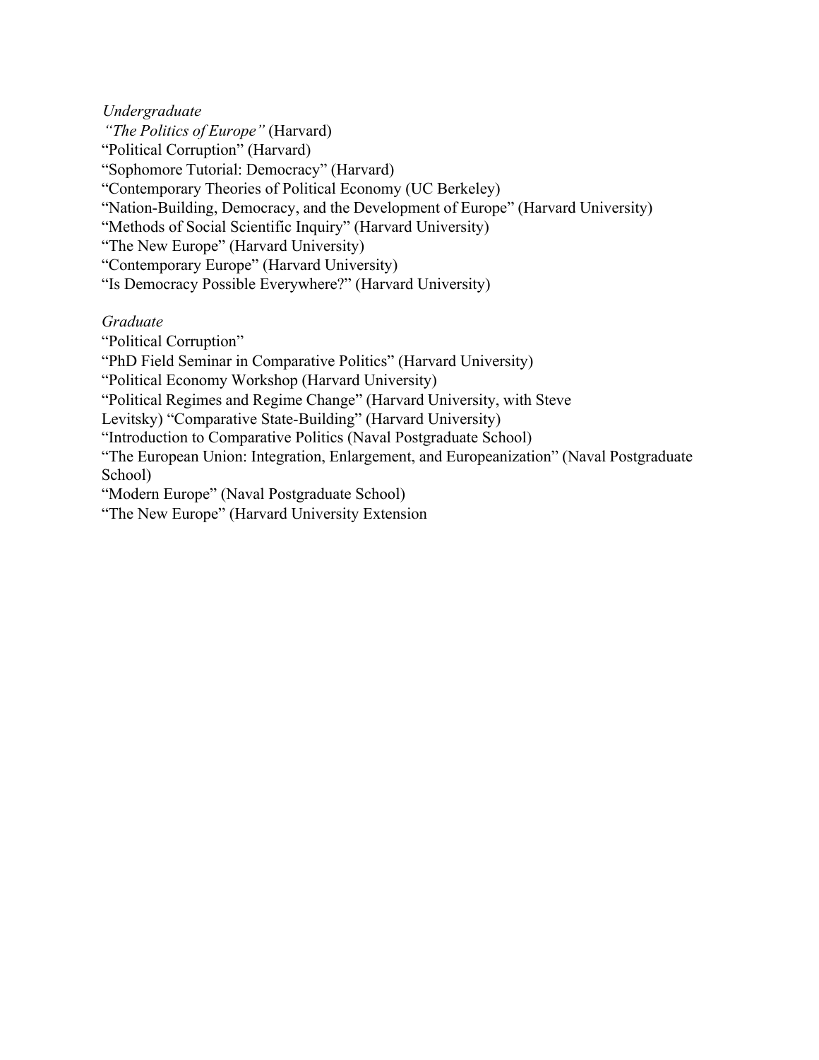*Undergraduate*

*"The Politics of Europe"* (Harvard)
"Political Corruption" (Harvard)
"Sophomore Tutorial: Democracy" (Harvard)
"Contemporary Theories of Political Economy (UC Berkeley)
"Nation-Building, Democracy, and the Development of Europe" (Harvard University)
"Methods of Social Scientific Inquiry" (Harvard University)
"The New Europe" (Harvard University)
"Contemporary Europe" (Harvard University)
"Is Democracy Possible Everywhere?" (Harvard University)

*Graduate*

"Political Corruption"
"PhD Field Seminar in Comparative Politics" (Harvard University)
"Political Economy Workshop (Harvard University)
"Political Regimes and Regime Change" (Harvard University, with Steve Levitsky) "Comparative State-Building" (Harvard University)
"Introduction to Comparative Politics (Naval Postgraduate School)
"The European Union: Integration, Enlargement, and Europeanization" (Naval Postgraduate School)
"Modern Europe" (Naval Postgraduate School)
"The New Europe" (Harvard University Extension